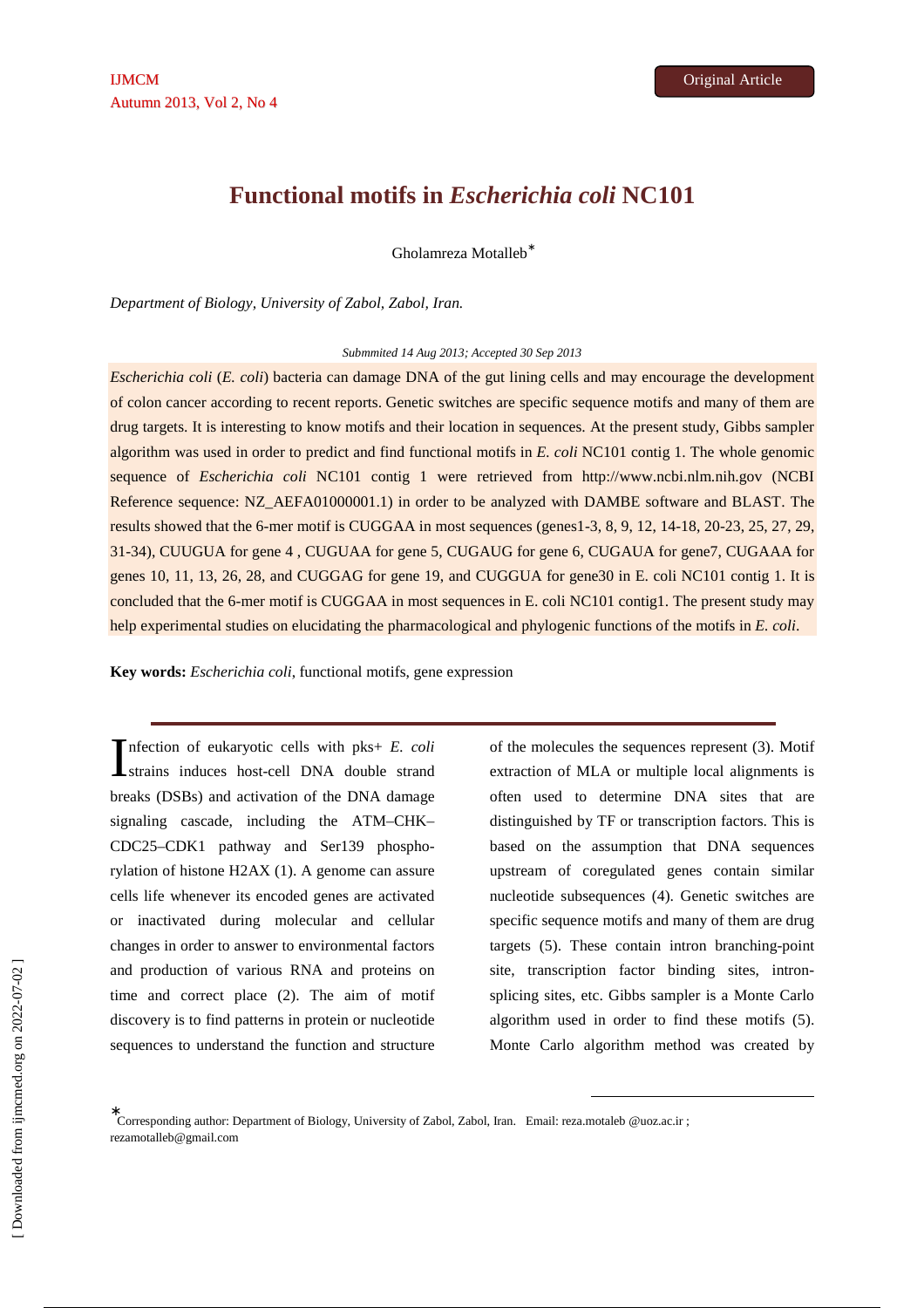# Functional motifs in *Escherichia coli* NC101

Gholamreza Motalleb*

*Department of Biology, University of Zabol, Zabol, Iran.*

*Submmited 14 Aug 2013; Accepted 30 Sep 2013*

*Escherichia coli* (*E. coli*) bacteria can damage DNA of the gut lining cells and may encourage the development of colon cancer according to recent reports. Genetic switches are specific sequence motifs and many of them are drug targets. It is interesting to know motifs and their location in sequences. At the present study, Gibbs sampler algorithm was used in order to predict and find functional motifs in *E. coli* NC101 contig 1. The whole genomic sequence of *Escherichia coli* NC101 contig 1 were retrieved from http://www.ncbi.nlm.nih.gov (NCBI Reference sequence: NZ_AEFA01000001.1) in order to be analyzed with DAMBE software and BLAST. The results showed that the 6-mer motif is CUGGAA in most sequences (genes1-3, 8, 9, 12, 14-18, 20-23, 25, 27, 29, 31-34), CUUGUA for gene 4 , CUGUAA for gene 5, CUGAUG for gene 6, CUGAUA for gene7, CUGAAA for genes 10, 11, 13, 26, 28, and CUGGAG for gene 19, and CUGGUA for gene30 in E. coli NC101 contig 1. It is concluded that the 6-mer motif is CUGGAA in most sequences in E. coli NC101 contig1. The present study may help experimental studies on elucidating the pharmacological and phylogenic functions of the motifs in *E. coli*.

**Key words:** *Escherichia coli*, functional motifs, gene expression

Infection of eukaryotic cells with pks+ *E. coli* strains induces host-cell DNA double strand breaks (DSBs) and activation of the DNA damage signaling cascade, including the ATM–CHK–CDC25–CDK1 pathway and Ser139 phosphorylation of histone H2AX (1). A genome can assure cells life whenever its encoded genes are activated or inactivated during molecular and cellular changes in order to answer to environmental factors and production of various RNA and proteins on time and correct place (2). The aim of motif discovery is to find patterns in protein or nucleotide sequences to understand the function and structure of the molecules the sequences represent (3). Motif extraction of MLA or multiple local alignments is often used to determine DNA sites that are distinguished by TF or transcription factors. This is based on the assumption that DNA sequences upstream of coregulated genes contain similar nucleotide subsequences (4). Genetic switches are specific sequence motifs and many of them are drug targets (5). These contain intron branching-point site, transcription factor binding sites, intron-splicing sites, etc. Gibbs sampler is a Monte Carlo algorithm used in order to find these motifs (5). Monte Carlo algorithm method was created by

*Corresponding author: Department of Biology, University of Zabol, Zabol, Iran. Email: reza.motaleb @uoz.ac.ir ; rezamotalleb@gmail.com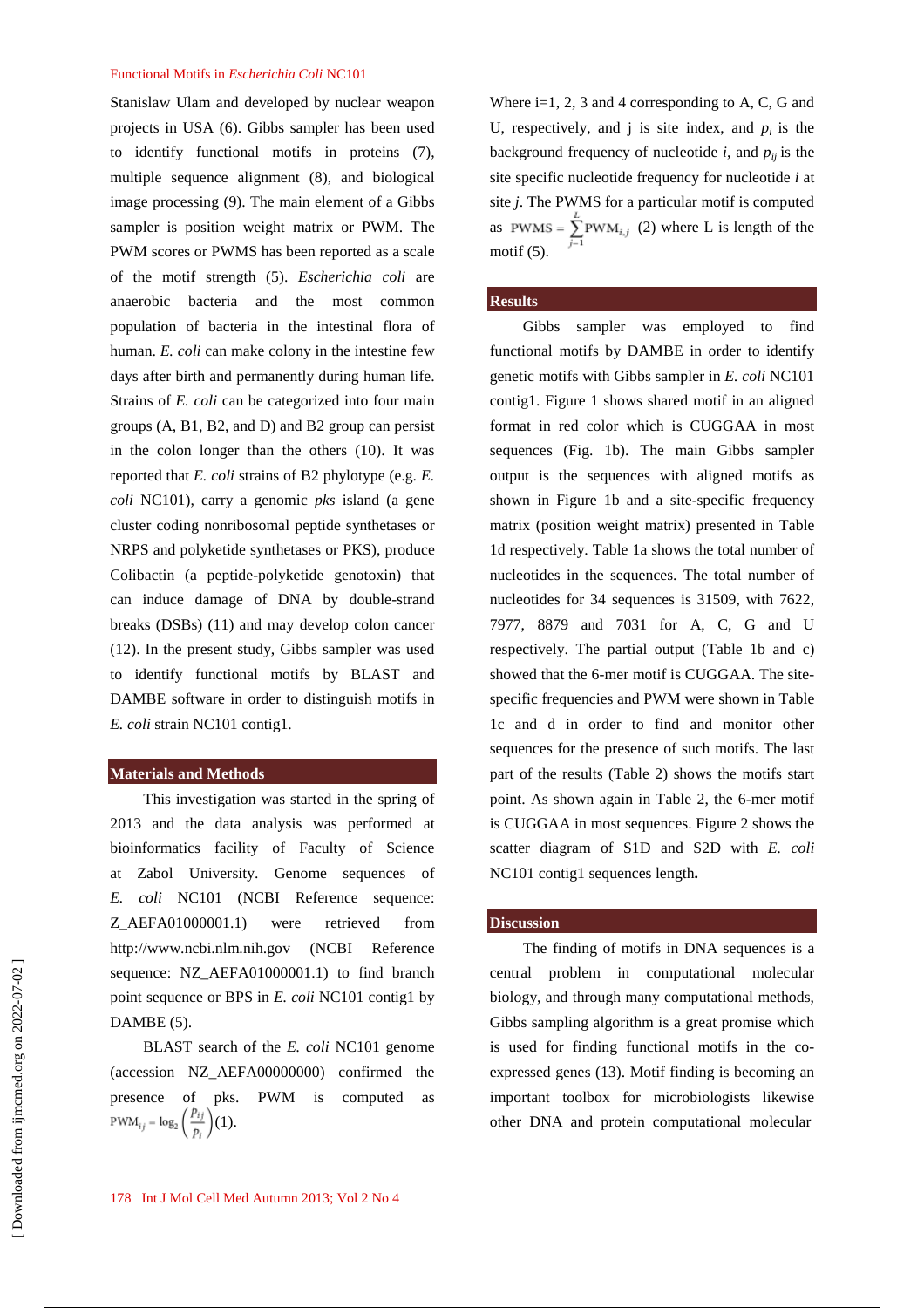Stanislaw Ulam and developed by nuclear weapon projects in USA (6). Gibbs sampler has been used to identify functional motifs in proteins (7), multiple sequence alignment (8), and biological image processing (9). The main element of a Gibbs sampler is position weight matrix or PWM. The PWM scores or PWMS has been reported as a scale of the motif strength (5). *Escherichia coli* are anaerobic bacteria and the most common population of bacteria in the intestinal flora of human. *E. coli* can make colony in the intestine few days after birth and permanently during human life. Strains of *E. coli* can be categorized into four main groups (A, B1, B2, and D) and B2 group can persist in the colon longer than the others (10). It was reported that *E. coli* strains of B2 phylotype (e.g. *E. coli* NC101), carry a genomic *pks* island (a gene cluster coding nonribosomal peptide synthetases or NRPS and polyketide synthetases or PKS), produce Colibactin (a peptide-polyketide genotoxin) that can induce damage of DNA by double-strand breaks (DSBs) (11) and may develop colon cancer (12). In the present study, Gibbs sampler was used to identify functional motifs by BLAST and DAMBE software in order to distinguish motifs in *E. coli* strain NC101 contig1.

## Materials and Methods

This investigation was started in the spring of 2013 and the data analysis was performed at bioinformatics facility of Faculty of Science at Zabol University. Genome sequences of *E. coli* NC101 (NCBI Reference sequence: Z_AEFA01000001.1) were retrieved from http://www.ncbi.nlm.nih.gov (NCBI Reference sequence: NZ_AEFA01000001.1) to find branch point sequence or BPS in *E. coli* NC101 contig1 by DAMBE (5).

BLAST search of the *E. coli* NC101 genome (accession NZ_AEFA00000000) confirmed the presence of pks. PWM is computed as $\mathrm{PWM}_{ij} = \log_2\left(\frac{p_{ij}}{p_i}\right)$ (1).

Where i=1, 2, 3 and 4 corresponding to A, C, G and U, respectively, and j is site index, and $p_i$ is the background frequency of nucleotide *i*, and $p_{ij}$ is the site specific nucleotide frequency for nucleotide *i* at site *j*. The PWMS for a particular motif is computed as $\mathrm{PWMS} = \sum_{j=1}^{L} \mathrm{PWM}_{i,j}$ (2) where L is length of the motif (5).

## Results

Gibbs sampler was employed to find functional motifs by DAMBE in order to identify genetic motifs with Gibbs sampler in *E. coli* NC101 contig1. Figure 1 shows shared motif in an aligned format in red color which is CUGGAA in most sequences (Fig. 1b). The main Gibbs sampler output is the sequences with aligned motifs as shown in Figure 1b and a site-specific frequency matrix (position weight matrix) presented in Table 1d respectively. Table 1a shows the total number of nucleotides in the sequences. The total number of nucleotides for 34 sequences is 31509, with 7622, 7977, 8879 and 7031 for A, C, G and U respectively. The partial output (Table 1b and c) showed that the 6-mer motif is CUGGAA. The site-specific frequencies and PWM were shown in Table 1c and d in order to find and monitor other sequences for the presence of such motifs. The last part of the results (Table 2) shows the motifs start point. As shown again in Table 2, the 6-mer motif is CUGGAA in most sequences. Figure 2 shows the scatter diagram of S1D and S2D with *E. coli* NC101 contig1 sequences length**.**

## Discussion

The finding of motifs in DNA sequences is a central problem in computational molecular biology, and through many computational methods, Gibbs sampling algorithm is a great promise which is used for finding functional motifs in the co-expressed genes (13). Motif finding is becoming an important toolbox for microbiologists likewise other DNA and protein computational molecular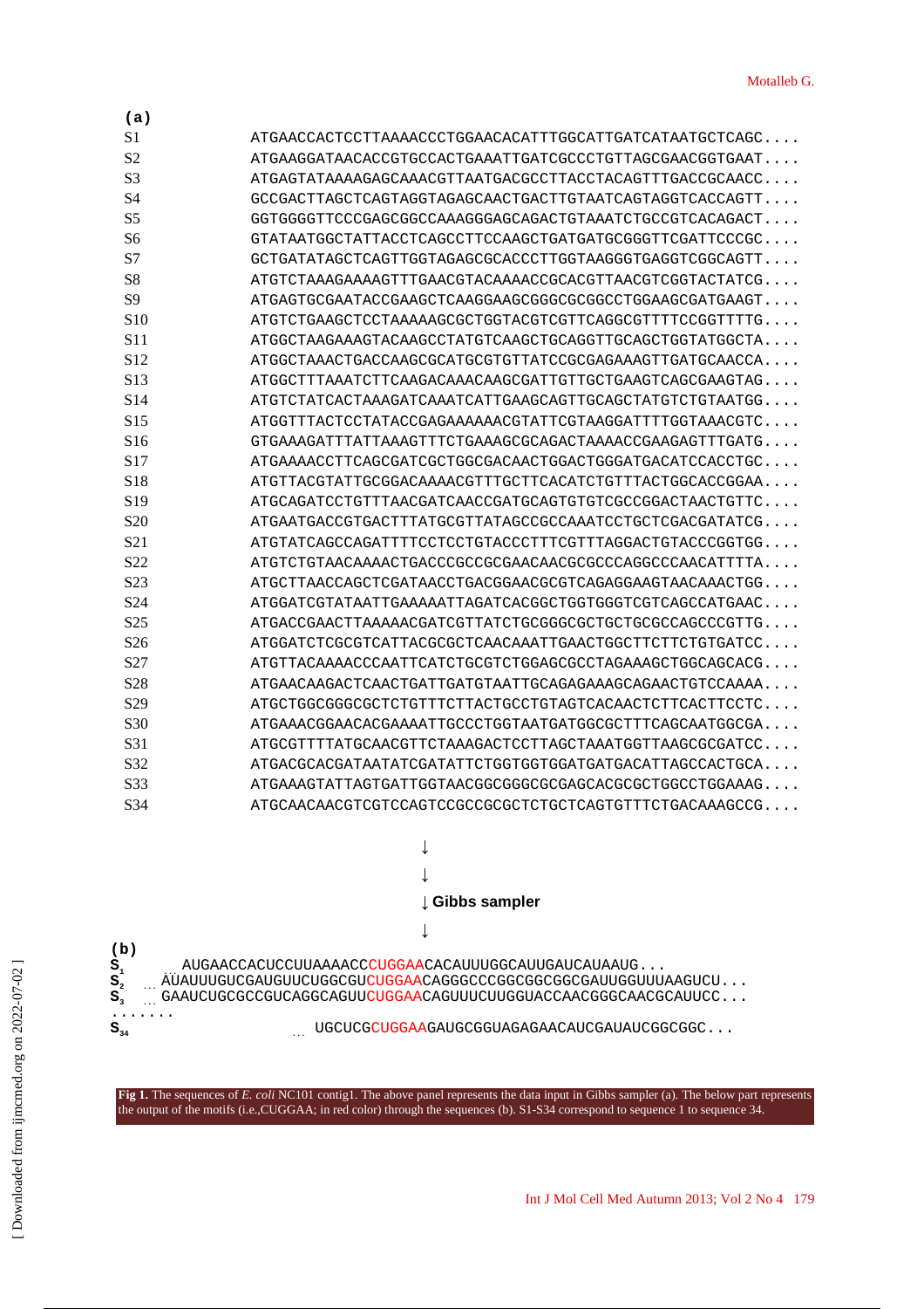**(a)**

```
S1   ATGAACCACTCCTTAAAACCCTGGAACACATTTGGCATTGATCATAATGCTCAGC....
S2   ATGAAGGATAACACCGTGCCACTGAAATTGATCGCCCTGTTAGCGAACGGTGAAT....
S3   ATGAGTATAAAAGAGCAAACGTTAATGACGCCTTACCTACAGTTTGACCGCAACC....
S4   GCCGACTTAGCTCAGTAGGTAGAGCAACTGACTTGTAATCAGTAGGTCACCAGTT....
S5   GGTGGGGTTCCCGAGCGGCCAAAGGGAGCAGACTGTAAATCTGCCGTCACAGACT....
S6   GTATAATGGCTATTACCTCAGCCTTCCAAGCTGATGATGCGGGTTCGATTCCCGC....
S7   GCTGATATAGCTCAGTTGGTAGAGCGCACCCTTGGTAAGGGTGAGGTCGGCAGTT....
S8   ATGTCTAAAGAAAAGTTTGAACGTACAAAACCGCACGTTAACGTCGGTACTATCG....
S9   ATGAGTGCGAATACCGAAGCTCAAGGAAGCGGGCGCGGCCTGGAAGCGATGAAGT....
S10  ATGTCTGAAGCTCCTAAAAAGCGCTGGTACGTCGTTCAGGCGTTTTCCGGTTTTG....
S11  ATGGCTAAGAAAGTACAAGCCTATGTCAAGCTGCAGGTTGCAGCTGGTATGGCTA....
S12  ATGGCTAAACTGACCAAGCGCATGCGTGTTATCCGCGAGAAAGTTGATGCAACCA....
S13  ATGGCTTTAAATCTTCAAGACAAACAAGCGATTGTTGCTGAAGTCAGCGAAGTAG....
S14  ATGTCTATCACTAAAGATCAAATCATTGAAGCAGTTGCAGCTATGTCTGTAATGG....
S15  ATGGTTTACTCCTATACCGAGAAAAAACGTATTCGTAAGGATTTTGGTAAACGTC....
S16  GTGAAAGATTTATTAAAGTTTCTGAAAGCGCAGACTAAAACCGAAGAGTTTGATG....
S17  ATGAAAACCTTCAGCGATCGCTGGCGACAACTGGACTGGGATGACATCCACCTGC....
S18  ATGTTACGTATTGCGGACAAAACGTTTGCTTCACATCTGTTTACTGGCACCGGAA....
S19  ATGCAGATCCTGTTTAACGATCAACCGATGCAGTGTGTCGCCGGACTAACTGTTC....
S20  ATGAATGACCGTGACTTTATGCGTTATAGCCGCCAAATCCTGCTCGACGATATCG....
S21  ATGTATCAGCCAGATTTTCCTCCTGTACCCTTTCGTTTAGGACTGTACCCGGTGG....
S22  ATGTCTGTAACAAAACTGACCCGCCGCGAACAACGCGCCCAGGCCCAACATTTTA....
S23  ATGCTTAACCAGCTCGATAACCTGACGGAACGCGTCAGAGGAAGTAACAAACTGG....
S24  ATGGATCGTATAATTGAAAAATTAGATCACGGCTGGTGGGTCGTCAGCCATGAAC....
S25  ATGACCGAACTTAAAAACGATCGTTATCTGCGGGCGCTGCTGCGCCAGCCCGTTG....
S26  ATGGATCTCGCGTCATTACGCGCTCAACAAATTGAACTGGCTTCTTCTGTGATCC....
S27  ATGTTACAAAACCCAATTCATCTGCGTCTGGAGCGCCTAGAAAGCTGGCAGCACG....
S28  ATGAACAAGACTCAACTGATTGATGTAATTGCAGAGAAAGCAGAACTGTCCAAAA....
S29  ATGCTGGCGGGCGCTCTGTTTCTTACTGCCTGTAGTCACAACTCTTCACTTCCTC....
S30  ATGAAACGGAACACGAAAATTGCCCTGGTAATGATGGCGCTTTCAGCAATGGCGA....
S31  ATGCGTTTTATGCAACGTTCTAAAGACTCCTTAGCTAAATGGTTAAGCGCGATCC....
S32  ATGACGCACGATAATATCGATATTCTGGTGGTGGATGATGACATTAGCCACTGCA....
S33  ATGAAAGTATTAGTGATTGGTAACGGCGGGCGCGAGCACGCGCTGGCCTGGAAAG....
S34  ATGCAACAACGTCGTCCAGTCCGCCGCGCTCTGCTCAGTGTTTCTGACAAAGCCG....
```

↓
↓
↓ **Gibbs sampler**
↓

**(b)**

```
S1        AUGAACCACUCCUUAAAACCCUGGAACACAUUUGGCAUUGAUCAUAAUG...
S2   ... AUAUUUGUCGAUGUUCUGGCGUCUGGAACAGGGCCCGGCGGCGGCGAUUGGUUUAAGUCU...
S3   ... GAAUCUGCGCCGUCAGGCAGUUCUGGAACAGUUUCUUGGUACCAACGGGCAACGCAUUCC...
.......
S34                    ... UGCUCGCUGGAAGAUGCGGUAGAGAACAUCGAUAUCGGCGGC...
```

**Fig 1.** The sequences of *E. coli* NC101 contig1. The above panel represents the data input in Gibbs sampler (a). The below part represents the output of the motifs (i.e.,CUGGAA; in red color) through the sequences (b). S1-S34 correspond to sequence 1 to sequence 34.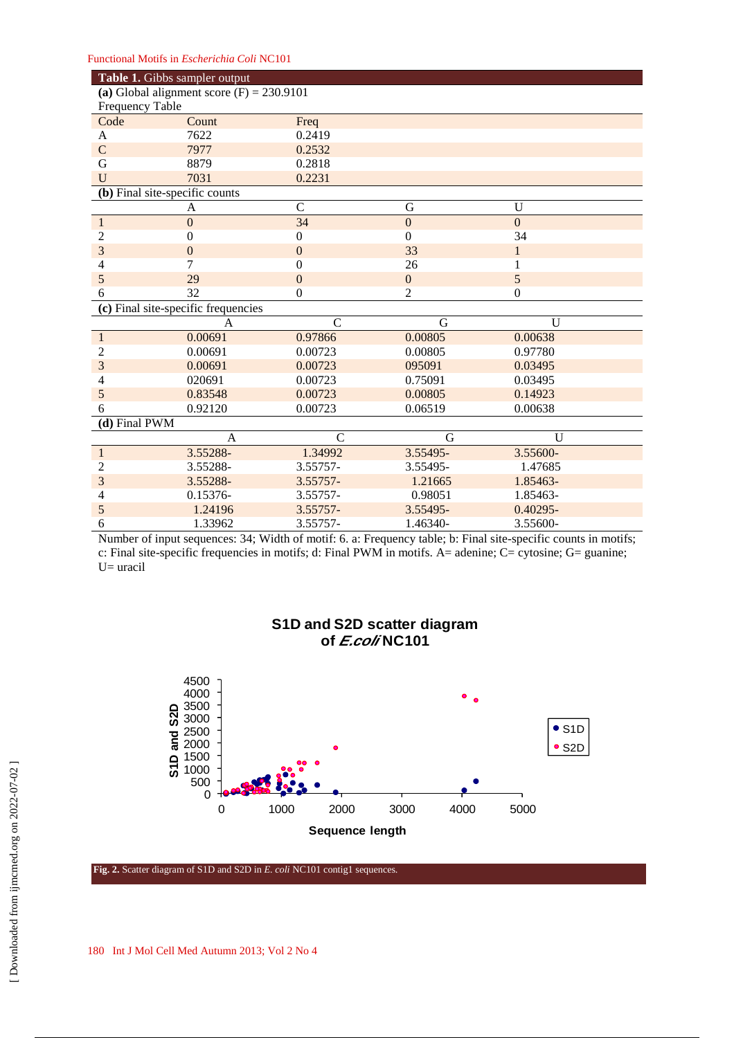**Table 1.** Gibbs sampler output

**(a)** Global alignment score (F) = 230.9101

Frequency Table

| Code | Count | Freq |
|---|---|---|
| A | 7622 | 0.2419 |
| C | 7977 | 0.2532 |
| G | 8879 | 0.2818 |
| U | 7031 | 0.2231 |

**(b)** Final site-specific counts

| | A | C | G | U |
|---|---|---|---|---|
| 1 | 0 | 34 | 0 | 0 |
| 2 | 0 | 0 | 0 | 34 |
| 3 | 0 | 0 | 33 | 1 |
| 4 | 7 | 0 | 26 | 1 |
| 5 | 29 | 0 | 0 | 5 |
| 6 | 32 | 0 | 2 | 0 |

**(c)** Final site-specific frequencies

| | A | C | G | U |
|---|---|---|---|---|
| 1 | 0.00691 | 0.97866 | 0.00805 | 0.00638 |
| 2 | 0.00691 | 0.00723 | 0.00805 | 0.97780 |
| 3 | 0.00691 | 0.00723 | 095091 | 0.03495 |
| 4 | 020691 | 0.00723 | 0.75091 | 0.03495 |
| 5 | 0.83548 | 0.00723 | 0.00805 | 0.14923 |
| 6 | 0.92120 | 0.00723 | 0.06519 | 0.00638 |

**(d)** Final PWM

| | A | C | G | U |
|---|---|---|---|---|
| 1 | 3.55288- | 1.34992 | 3.55495- | 3.55600- |
| 2 | 3.55288- | 3.55757- | 3.55495- | 1.47685 |
| 3 | 3.55288- | 3.55757- | 1.21665 | 1.85463- |
| 4 | 0.15376- | 3.55757- | 0.98051 | 1.85463- |
| 5 | 1.24196 | 3.55757- | 3.55495- | 0.40295- |
| 6 | 1.33962 | 3.55757- | 1.46340- | 3.55600- |

Number of input sequences: 34; Width of motif: 6. a: Frequency table; b: Final site-specific counts in motifs; c: Final site-specific frequencies in motifs; d: Final PWM in motifs. A= adenine; C= cytosine; G= guanine; U= uracil

**Fig. 2.** Scatter diagram of S1D and S2D in *E. coli* NC101 contig1 sequences.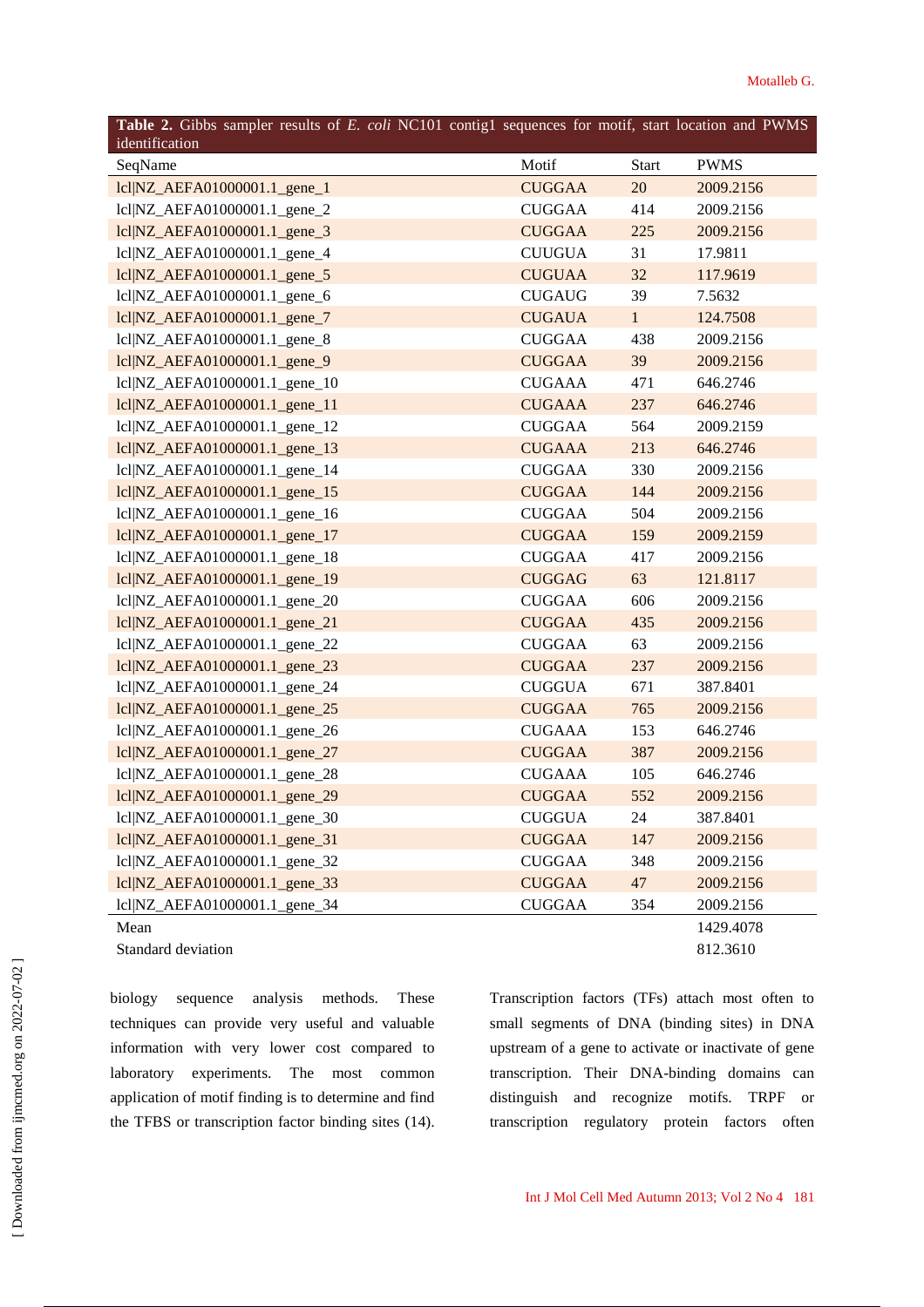**Table 2.** Gibbs sampler results of *E. coli* NC101 contig1 sequences for motif, start location and PWMS identification

| SeqName | Motif | Start | PWMS |
|---|---|---|---|
| lcl\|NZ_AEFA01000001.1_gene_1 | CUGGAA | 20 | 2009.2156 |
| lcl\|NZ_AEFA01000001.1_gene_2 | CUGGAA | 414 | 2009.2156 |
| lcl\|NZ_AEFA01000001.1_gene_3 | CUGGAA | 225 | 2009.2156 |
| lcl\|NZ_AEFA01000001.1_gene_4 | CUUGUA | 31 | 17.9811 |
| lcl\|NZ_AEFA01000001.1_gene_5 | CUGUAA | 32 | 117.9619 |
| lcl\|NZ_AEFA01000001.1_gene_6 | CUGAUG | 39 | 7.5632 |
| lcl\|NZ_AEFA01000001.1_gene_7 | CUGAUA | 1 | 124.7508 |
| lcl\|NZ_AEFA01000001.1_gene_8 | CUGGAA | 438 | 2009.2156 |
| lcl\|NZ_AEFA01000001.1_gene_9 | CUGGAA | 39 | 2009.2156 |
| lcl\|NZ_AEFA01000001.1_gene_10 | CUGAAA | 471 | 646.2746 |
| lcl\|NZ_AEFA01000001.1_gene_11 | CUGAAA | 237 | 646.2746 |
| lcl\|NZ_AEFA01000001.1_gene_12 | CUGGAA | 564 | 2009.2159 |
| lcl\|NZ_AEFA01000001.1_gene_13 | CUGAAA | 213 | 646.2746 |
| lcl\|NZ_AEFA01000001.1_gene_14 | CUGGAA | 330 | 2009.2156 |
| lcl\|NZ_AEFA01000001.1_gene_15 | CUGGAA | 144 | 2009.2156 |
| lcl\|NZ_AEFA01000001.1_gene_16 | CUGGAA | 504 | 2009.2156 |
| lcl\|NZ_AEFA01000001.1_gene_17 | CUGGAA | 159 | 2009.2159 |
| lcl\|NZ_AEFA01000001.1_gene_18 | CUGGAA | 417 | 2009.2156 |
| lcl\|NZ_AEFA01000001.1_gene_19 | CUGGAG | 63 | 121.8117 |
| lcl\|NZ_AEFA01000001.1_gene_20 | CUGGAA | 606 | 2009.2156 |
| lcl\|NZ_AEFA01000001.1_gene_21 | CUGGAA | 435 | 2009.2156 |
| lcl\|NZ_AEFA01000001.1_gene_22 | CUGGAA | 63 | 2009.2156 |
| lcl\|NZ_AEFA01000001.1_gene_23 | CUGGAA | 237 | 2009.2156 |
| lcl\|NZ_AEFA01000001.1_gene_24 | CUGGUA | 671 | 387.8401 |
| lcl\|NZ_AEFA01000001.1_gene_25 | CUGGAA | 765 | 2009.2156 |
| lcl\|NZ_AEFA01000001.1_gene_26 | CUGAAA | 153 | 646.2746 |
| lcl\|NZ_AEFA01000001.1_gene_27 | CUGGAA | 387 | 2009.2156 |
| lcl\|NZ_AEFA01000001.1_gene_28 | CUGAAA | 105 | 646.2746 |
| lcl\|NZ_AEFA01000001.1_gene_29 | CUGGAA | 552 | 2009.2156 |
| lcl\|NZ_AEFA01000001.1_gene_30 | CUGGUA | 24 | 387.8401 |
| lcl\|NZ_AEFA01000001.1_gene_31 | CUGGAA | 147 | 2009.2156 |
| lcl\|NZ_AEFA01000001.1_gene_32 | CUGGAA | 348 | 2009.2156 |
| lcl\|NZ_AEFA01000001.1_gene_33 | CUGGAA | 47 | 2009.2156 |
| lcl\|NZ_AEFA01000001.1_gene_34 | CUGGAA | 354 | 2009.2156 |
| Mean | | | 1429.4078 |
| Standard deviation | | | 812.3610 |

biology sequence analysis methods. These techniques can provide very useful and valuable information with very lower cost compared to laboratory experiments. The most common application of motif finding is to determine and find the TFBS or transcription factor binding sites (14).

Transcription factors (TFs) attach most often to small segments of DNA (binding sites) in DNA upstream of a gene to activate or inactivate of gene transcription. Their DNA-binding domains can distinguish and recognize motifs. TRPF or transcription regulatory protein factors often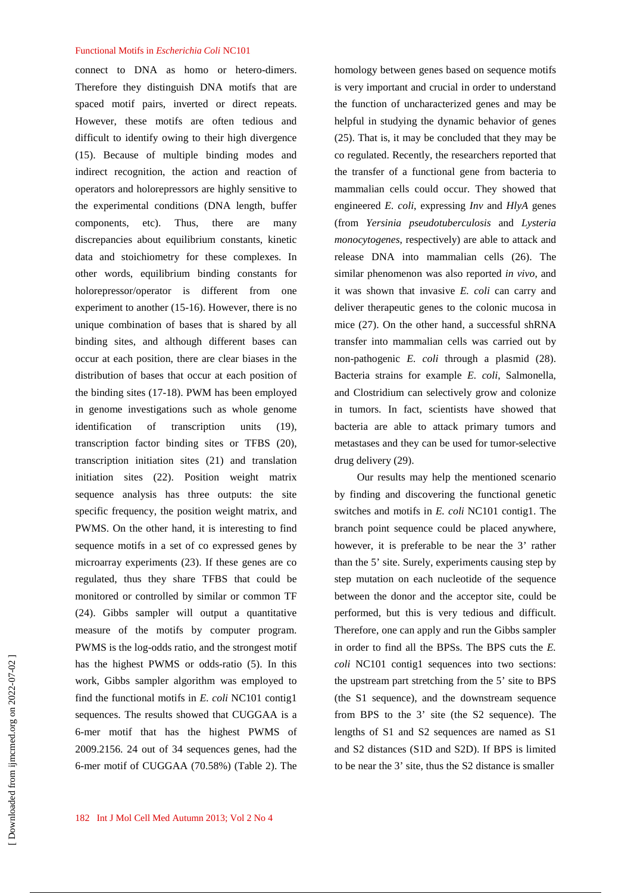connect to DNA as homo or hetero-dimers. Therefore they distinguish DNA motifs that are spaced motif pairs, inverted or direct repeats. However, these motifs are often tedious and difficult to identify owing to their high divergence (15). Because of multiple binding modes and indirect recognition, the action and reaction of operators and holorepressors are highly sensitive to the experimental conditions (DNA length, buffer components, etc). Thus, there are many discrepancies about equilibrium constants, kinetic data and stoichiometry for these complexes. In other words, equilibrium binding constants for holorepressor/operator is different from one experiment to another (15-16). However, there is no unique combination of bases that is shared by all binding sites, and although different bases can occur at each position, there are clear biases in the distribution of bases that occur at each position of the binding sites (17-18). PWM has been employed in genome investigations such as whole genome identification of transcription units (19), transcription factor binding sites or TFBS (20), transcription initiation sites (21) and translation initiation sites (22). Position weight matrix sequence analysis has three outputs: the site specific frequency, the position weight matrix, and PWMS. On the other hand, it is interesting to find sequence motifs in a set of co expressed genes by microarray experiments (23). If these genes are co regulated, thus they share TFBS that could be monitored or controlled by similar or common TF (24). Gibbs sampler will output a quantitative measure of the motifs by computer program. PWMS is the log-odds ratio, and the strongest motif has the highest PWMS or odds-ratio (5). In this work, Gibbs sampler algorithm was employed to find the functional motifs in *E. coli* NC101 contig1 sequences. The results showed that CUGGAA is a 6-mer motif that has the highest PWMS of 2009.2156. 24 out of 34 sequences genes, had the 6-mer motif of CUGGAA (70.58%) (Table 2). The homology between genes based on sequence motifs is very important and crucial in order to understand the function of uncharacterized genes and may be helpful in studying the dynamic behavior of genes (25). That is, it may be concluded that they may be co regulated. Recently, the researchers reported that the transfer of a functional gene from bacteria to mammalian cells could occur. They showed that engineered *E. coli*, expressing *Inv* and *HlyA* genes (from *Yersinia pseudotuberculosis* and *Lysteria monocytogenes*, respectively) are able to attack and release DNA into mammalian cells (26). The similar phenomenon was also reported *in vivo*, and it was shown that invasive *E. coli* can carry and deliver therapeutic genes to the colonic mucosa in mice (27). On the other hand, a successful shRNA transfer into mammalian cells was carried out by non-pathogenic *E. coli* through a plasmid (28). Bacteria strains for example *E. coli*, Salmonella, and Clostridium can selectively grow and colonize in tumors. In fact, scientists have showed that bacteria are able to attack primary tumors and metastases and they can be used for tumor-selective drug delivery (29).

Our results may help the mentioned scenario by finding and discovering the functional genetic switches and motifs in *E. coli* NC101 contig1. The branch point sequence could be placed anywhere, however, it is preferable to be near the 3' rather than the 5' site. Surely, experiments causing step by step mutation on each nucleotide of the sequence between the donor and the acceptor site, could be performed, but this is very tedious and difficult. Therefore, one can apply and run the Gibbs sampler in order to find all the BPSs. The BPS cuts the *E. coli* NC101 contig1 sequences into two sections: the upstream part stretching from the 5' site to BPS (the S1 sequence), and the downstream sequence from BPS to the 3' site (the S2 sequence). The lengths of S1 and S2 sequences are named as S1 and S2 distances (S1D and S2D). If BPS is limited to be near the 3' site, thus the S2 distance is smaller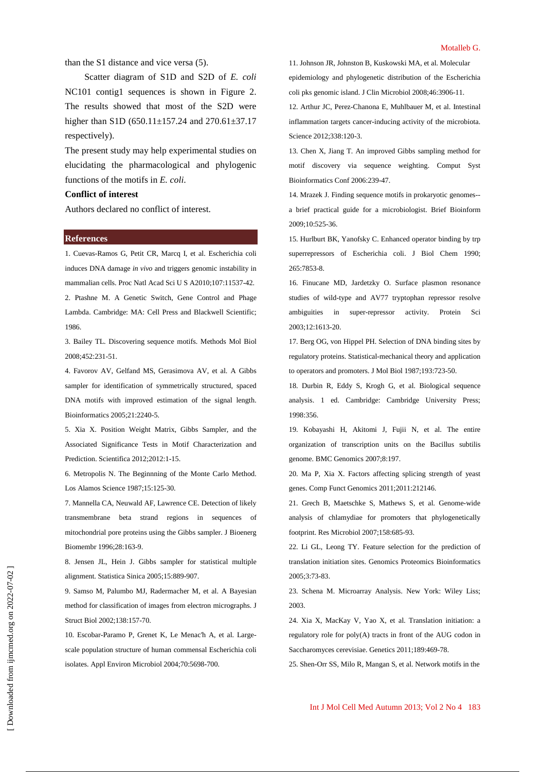than the S1 distance and vice versa (5).

Scatter diagram of S1D and S2D of *E. coli* NC101 contig1 sequences is shown in Figure 2. The results showed that most of the S2D were higher than S1D (650.11±157.24 and 270.61±37.17 respectively).

The present study may help experimental studies on elucidating the pharmacological and phylogenic functions of the motifs in *E. coli*.

**Conflict of interest**

Authors declared no conflict of interest.

## References

1. Cuevas-Ramos G, Petit CR, Marcq I, et al. Escherichia coli induces DNA damage *in vivo* and triggers genomic instability in mammalian cells. Proc Natl Acad Sci U S A2010;107:11537-42.

2. Ptashne M. A Genetic Switch, Gene Control and Phage Lambda. Cambridge: MA: Cell Press and Blackwell Scientific; 1986.

3. Bailey TL. Discovering sequence motifs. Methods Mol Biol 2008;452:231-51.

4. Favorov AV, Gelfand MS, Gerasimova AV, et al. A Gibbs sampler for identification of symmetrically structured, spaced DNA motifs with improved estimation of the signal length. Bioinformatics 2005;21:2240-5.

5. Xia X. Position Weight Matrix, Gibbs Sampler, and the Associated Significance Tests in Motif Characterization and Prediction. Scientifica 2012;2012:1-15.

6. Metropolis N. The Beginnning of the Monte Carlo Method. Los Alamos Science 1987;15:125-30.

7. Mannella CA, Neuwald AF, Lawrence CE. Detection of likely transmembrane beta strand regions in sequences of mitochondrial pore proteins using the Gibbs sampler. J Bioenerg Biomembr 1996;28:163-9.

8. Jensen JL, Hein J. Gibbs sampler for statistical multiple alignment. Statistica Sinica 2005;15:889-907.

9. Samso M, Palumbo MJ, Radermacher M, et al. A Bayesian method for classification of images from electron micrographs. J Struct Biol 2002;138:157-70.

10. Escobar-Paramo P, Grenet K, Le Menac'h A, et al. Large-scale population structure of human commensal Escherichia coli isolates. Appl Environ Microbiol 2004;70:5698-700.

11. Johnson JR, Johnston B, Kuskowski MA, et al. Molecular epidemiology and phylogenetic distribution of the Escherichia coli pks genomic island. J Clin Microbiol 2008;46:3906-11.

12. Arthur JC, Perez-Chanona E, Muhlbauer M, et al. Intestinal inflammation targets cancer-inducing activity of the microbiota. Science 2012;338:120-3.

13. Chen X, Jiang T. An improved Gibbs sampling method for motif discovery via sequence weighting. Comput Syst Bioinformatics Conf 2006:239-47.

14. Mrazek J. Finding sequence motifs in prokaryotic genomes--a brief practical guide for a microbiologist. Brief Bioinform 2009;10:525-36.

15. Hurlburt BK, Yanofsky C. Enhanced operator binding by trp superrepressors of Escherichia coli. J Biol Chem 1990; 265:7853-8.

16. Finucane MD, Jardetzky O. Surface plasmon resonance studies of wild-type and AV77 tryptophan repressor resolve ambiguities in super-repressor activity. Protein Sci 2003;12:1613-20.

17. Berg OG, von Hippel PH. Selection of DNA binding sites by regulatory proteins. Statistical-mechanical theory and application to operators and promoters. J Mol Biol 1987;193:723-50.

18. Durbin R, Eddy S, Krogh G, et al. Biological sequence analysis. 1 ed. Cambridge: Cambridge University Press; 1998:356.

19. Kobayashi H, Akitomi J, Fujii N, et al. The entire organization of transcription units on the Bacillus subtilis genome. BMC Genomics 2007;8:197.

20. Ma P, Xia X. Factors affecting splicing strength of yeast genes. Comp Funct Genomics 2011;2011:212146.

21. Grech B, Maetschke S, Mathews S, et al. Genome-wide analysis of chlamydiae for promoters that phylogenetically footprint. Res Microbiol 2007;158:685-93.

22. Li GL, Leong TY. Feature selection for the prediction of translation initiation sites. Genomics Proteomics Bioinformatics 2005;3:73-83.

23. Schena M. Microarray Analysis. New York: Wiley Liss; 2003.

24. Xia X, MacKay V, Yao X, et al. Translation initiation: a regulatory role for poly(A) tracts in front of the AUG codon in Saccharomyces cerevisiae. Genetics 2011;189:469-78.

25. Shen-Orr SS, Milo R, Mangan S, et al. Network motifs in the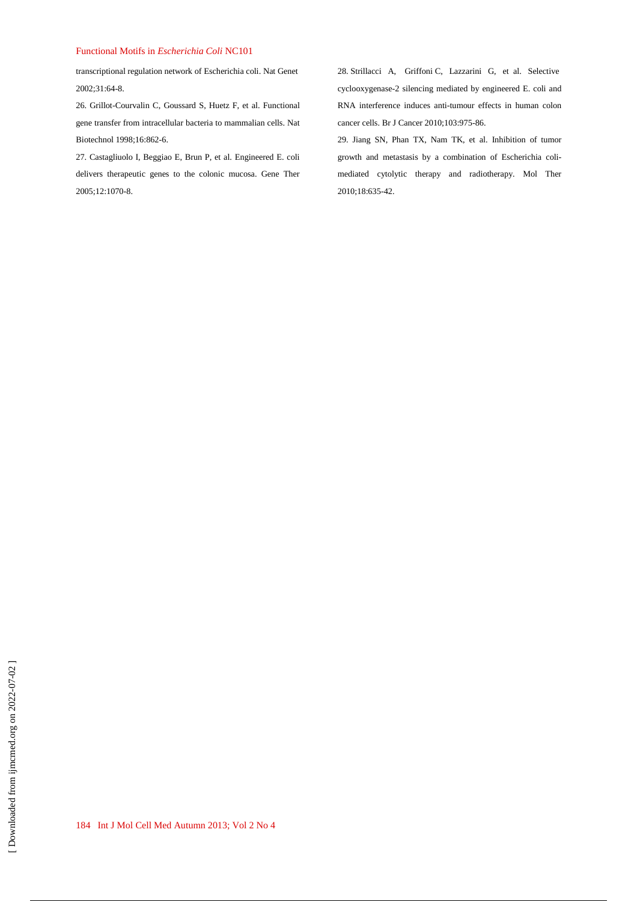transcriptional regulation network of Escherichia coli. Nat Genet 2002;31:64-8.

26. Grillot-Courvalin C, Goussard S, Huetz F, et al. Functional gene transfer from intracellular bacteria to mammalian cells. Nat Biotechnol 1998;16:862-6.

27. Castagliuolo I, Beggiao E, Brun P, et al. Engineered E. coli delivers therapeutic genes to the colonic mucosa. Gene Ther 2005;12:1070-8.

28. Strillacci A, Griffoni C, Lazzarini G, et al. Selective cyclooxygenase-2 silencing mediated by engineered E. coli and RNA interference induces anti-tumour effects in human colon cancer cells. Br J Cancer 2010;103:975-86.

29. Jiang SN, Phan TX, Nam TK, et al. Inhibition of tumor growth and metastasis by a combination of Escherichia coli-mediated cytolytic therapy and radiotherapy. Mol Ther 2010;18:635-42.